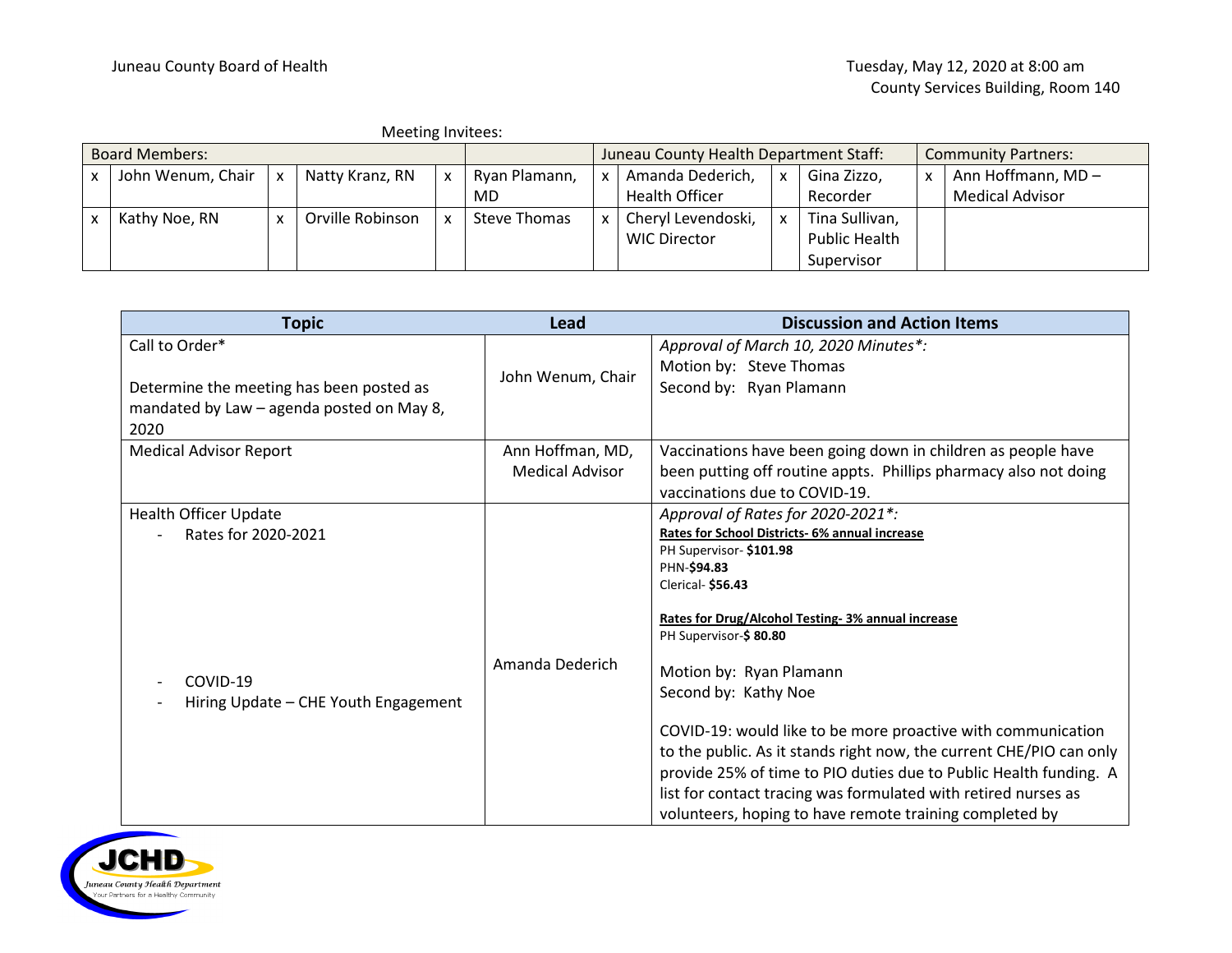Juneau County Board of Health

Tuesday, May 12, 2020 at 8:00 am
County Services Building, Room 140

Meeting Invitees:

| Board Members: | | | | | | Juneau County Health Department Staff: | | | | Community Partners: | |
|---|---|---|---|---|---|---|---|---|---|---|---|
| x | John Wenum, Chair | x | Natty Kranz, RN | x | Ryan Plamann, MD | x | Amanda Dederich, Health Officer | x | Gina Zizzo, Recorder | x | Ann Hoffmann, MD – Medical Advisor |
| x | Kathy Noe, RN | x | Orville Robinson | x | Steve Thomas | x | Cheryl Levendoski, WIC Director | x | Tina Sullivan, Public Health Supervisor | | |

| Topic | Lead | Discussion and Action Items |
|---|---|---|
| Call to Order*<br><br>Determine the meeting has been posted as mandated by Law – agenda posted on May 8, 2020 | John Wenum, Chair | *Approval of March 10, 2020 Minutes*:*<br>Motion by: Steve Thomas<br>Second by: Ryan Plamann |
| Medical Advisor Report | Ann Hoffman, MD, Medical Advisor | Vaccinations have been going down in children as people have been putting off routine appts. Phillips pharmacy also not doing vaccinations due to COVID-19. |
| Health Officer Update<br>- Rates for 2020-2021<br><br>- COVID-19<br>- Hiring Update – CHE Youth Engagement | Amanda Dederich | *Approval of Rates for 2020-2021*:*<br>**Rates for School Districts- 6% annual increase**<br>PH Supervisor- **$101.98**<br>PHN-**$94.83**<br>Clerical- **$56.43**<br><br>**Rates for Drug/Alcohol Testing- 3% annual increase**<br>PH Supervisor-**$ 80.80**<br><br>Motion by: Ryan Plamann<br>Second by: Kathy Noe<br><br>COVID-19: would like to be more proactive with communication to the public. As it stands right now, the current CHE/PIO can only provide 25% of time to PIO duties due to Public Health funding. A list for contact tracing was formulated with retired nurses as volunteers, hoping to have remote training completed by |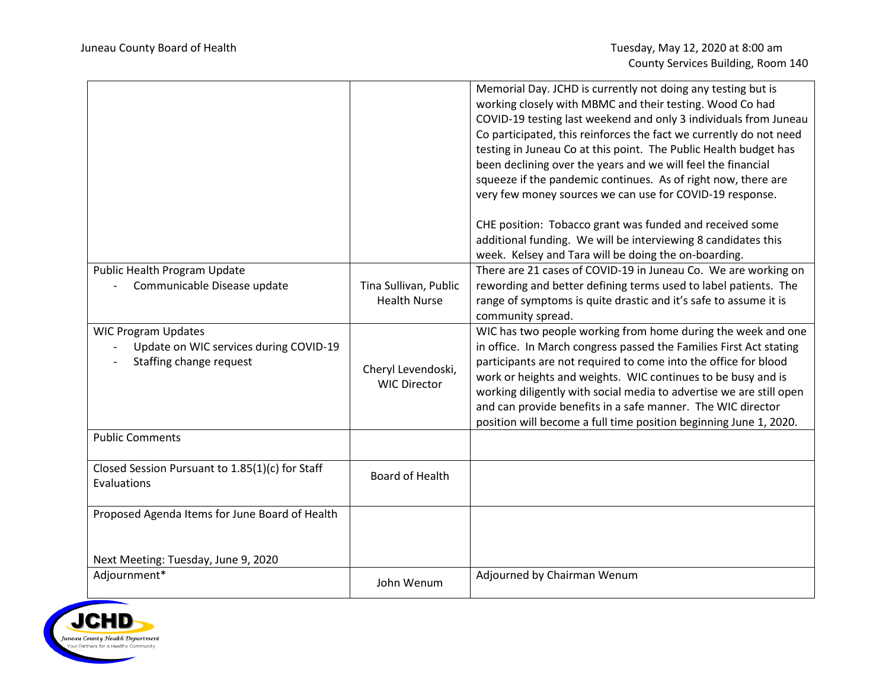| | | |
|---|---|---|
| | | Memorial Day. JCHD is currently not doing any testing but is working closely with MBMC and their testing. Wood Co had COVID-19 testing last weekend and only 3 individuals from Juneau Co participated, this reinforces the fact we currently do not need testing in Juneau Co at this point. The Public Health budget has been declining over the years and we will feel the financial squeeze if the pandemic continues. As of right now, there are very few money sources we can use for COVID-19 response.<br><br>CHE position: Tobacco grant was funded and received some additional funding. We will be interviewing 8 candidates this week. Kelsey and Tara will be doing the on-boarding. |
| Public Health Program Update<br>- Communicable Disease update | Tina Sullivan, Public Health Nurse | There are 21 cases of COVID-19 in Juneau Co. We are working on rewording and better defining terms used to label patients. The range of symptoms is quite drastic and it's safe to assume it is community spread. |
| WIC Program Updates<br>- Update on WIC services during COVID-19<br>- Staffing change request | Cheryl Levendoski, WIC Director | WIC has two people working from home during the week and one in office. In March congress passed the Families First Act stating participants are not required to come into the office for blood work or heights and weights. WIC continues to be busy and is working diligently with social media to advertise we are still open and can provide benefits in a safe manner. The WIC director position will become a full time position beginning June 1, 2020. |
| Public Comments | | |
| Closed Session Pursuant to 1.85(1)(c) for Staff Evaluations | Board of Health | |
| Proposed Agenda Items for June Board of Health<br><br>Next Meeting: Tuesday, June 9, 2020 | | |
| Adjournment* | John Wenum | Adjourned by Chairman Wenum |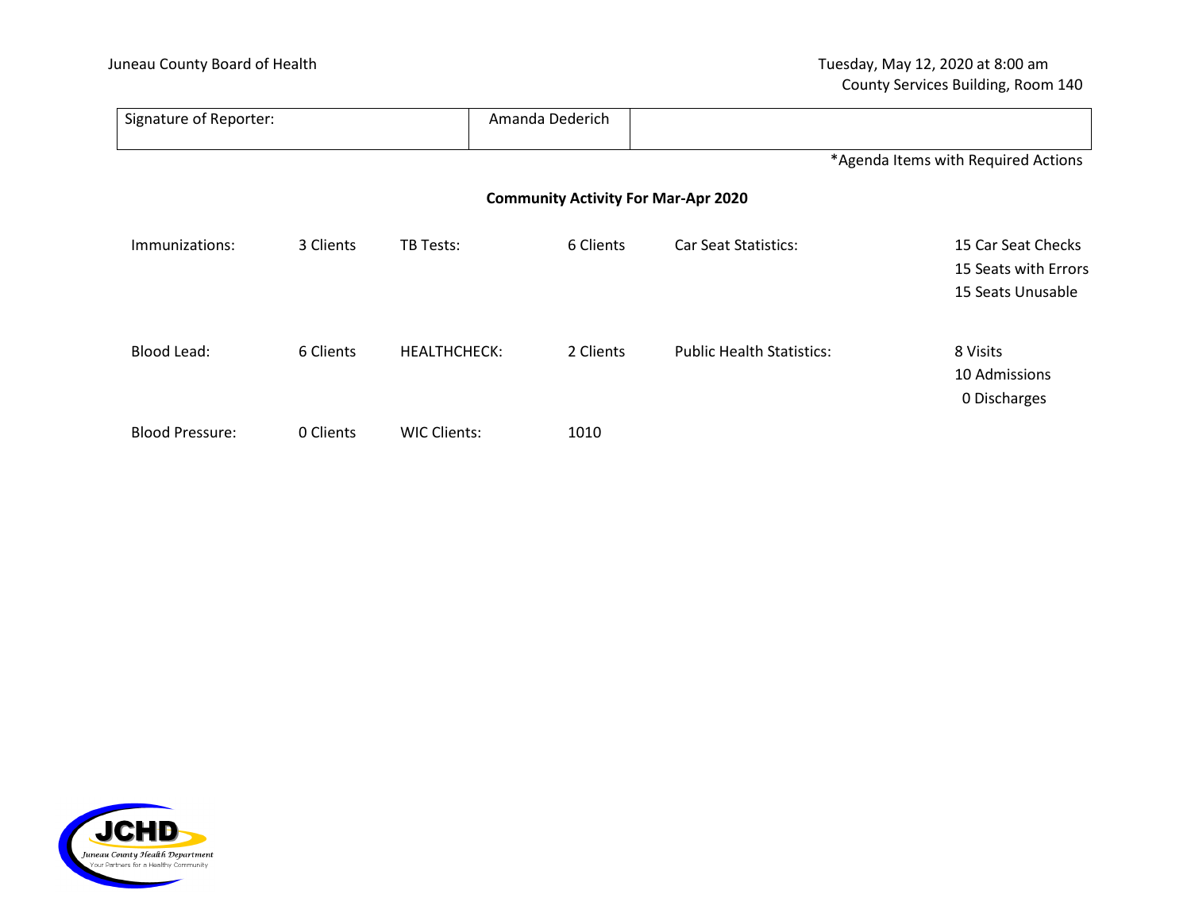Juneau County Board of Health

Tuesday, May 12, 2020 at 8:00 am
County Services Building, Room 140

| | | |
|---|---|---|
| Signature of Reporter: | Amanda Dederich | |

*Agenda Items with Required Actions

**Community Activity For Mar-Apr 2020**

| | | | | | |
|---|---|---|---|---|---|
| Immunizations: | 3 Clients | TB Tests: | 6 Clients | Car Seat Statistics: | 15 Car Seat Checks<br>15 Seats with Errors<br>15 Seats Unusable |
| Blood Lead: | 6 Clients | HEALTHCHECK: | 2 Clients | Public Health Statistics: | 8 Visits<br>10 Admissions<br>0 Discharges |
| Blood Pressure: | 0 Clients | WIC Clients: | 1010 | | |

JCHD
Juneau County Health Department
Your Partners for a Healthy Community